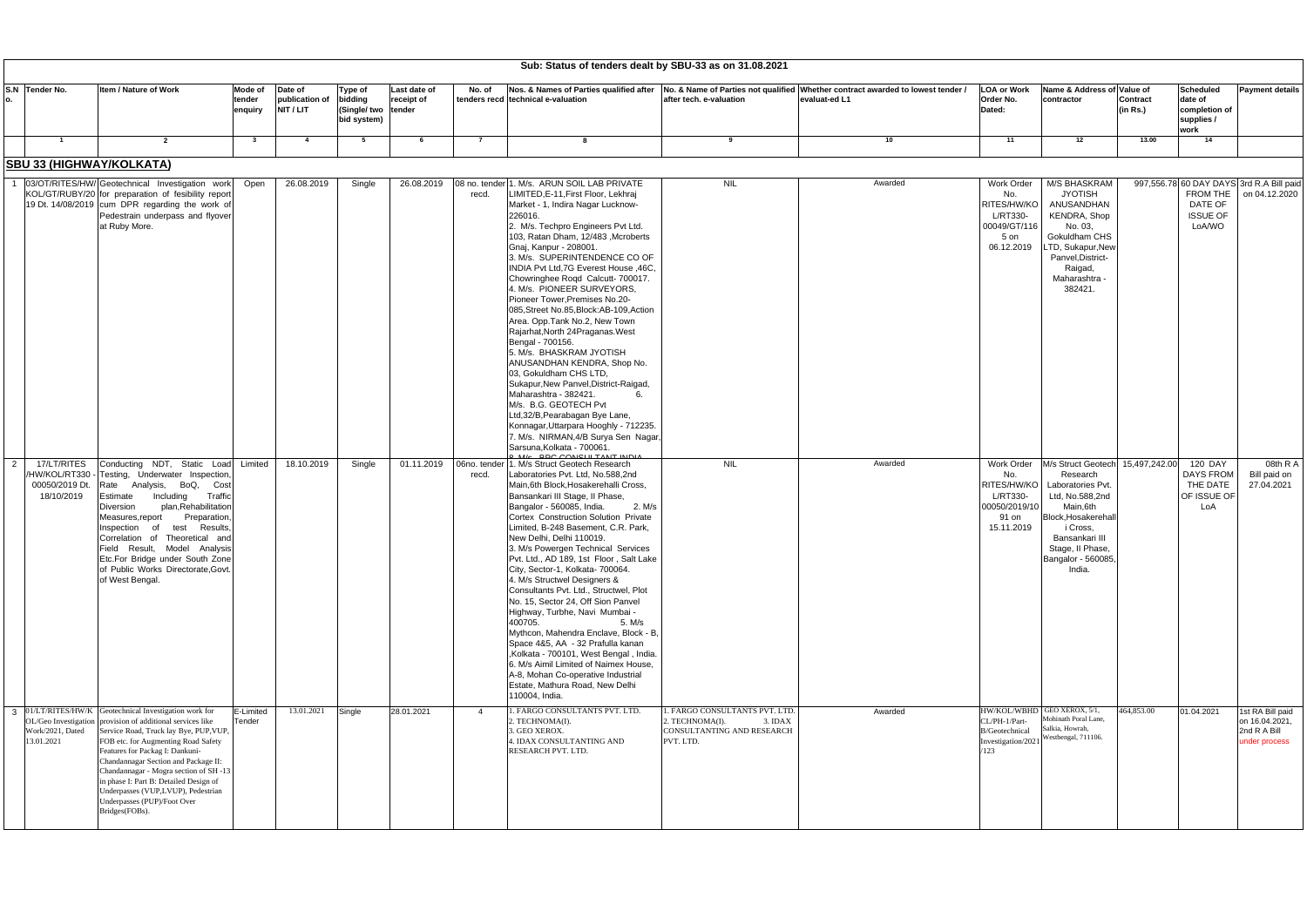## Sub: Status of tenders dealt by SBU-33 as on 31.08.2021

| S.No. | Tender No. | Item / Nature of Work | Mode of tender enquiry | Date of publication of NIT / LIT | Type of bidding (Single/ two bid system) | Last date of receipt of tender | No. of tenders recd | Nos. & Names of Parties qualified after technical e-valuation | No. & Name of Parties not qualified after tech. e-valuation | Whether contract awarded to lowest tender / evaluat-ed L1 | LOA or Work Order No. Dated: | Name & Address of contractor | Value of Contract (in Rs.) | Scheduled date of completion of supplies / work | Payment details |
|---|---|---|---|---|---|---|---|---|---|---|---|---|---|---|---|
| 1 | 2 | 3 | 4 | 5 | 6 | 7 | 8 | 9 | 10 | 11 | 12 | 13.00 | 14 | | |
| **SBU 33 (HIGHWAY/KOLKATA)** | | | | | | | | | | | | | | | |
| 1 | 03/OT/RITES/HW/KOL/GT/RUBY/2019 Dt. 14/08/2019 | Geotechnical Investigation work for preparation of fesibility report cum DPR regarding the work of Pedestrain underpass and flyover at Ruby More. | Open | 26.08.2019 | Single | 26.08.2019 | 08 no. tender recd. | 1. M/s. ARUN SOIL LAB PRIVATE LIMITED,E-11,First Floor, Lekhraj Market - 1, Indira Nagar Lucknow-226016. 2. M/s. Techpro Engineers Pvt Ltd. 103, Ratan Dham, 12/483 ,Mcroberts Gnaj, Kanpur - 208001. 3. M/s. SUPERINTENDENCE CO OF INDIA Pvt Ltd,7G Everest House ,46C, Chowringhee Roqd Calcutt- 700017. 4. M/s. PIONEER SURVEYORS, Pioneer Tower,Premises No.20-085,Street No.85,Block:AB-109,Action Area. Opp.Tank No.2, New Town Rajarhat,North 24Praganas.West Bengal - 700156. 5. M/s. BHASKRAM JYOTISH ANUSANDHAN KENDRA, Shop No. 03, Gokuldham CHS LTD, Sukapur,New Panvel,District-Raigad, Maharashtra - 382421. 6. M/s. B.G. GEOTECH Pvt Ltd,32/B,Pearabagan Bye Lane, Konnagar,Uttarpara Hooghly - 712235. 7. M/s. NIRMAN,4/B Surya Sen Nagar, Sarsuna,Kolkata - 700061. 8. M/s. BRC CONSULTANT INDIA | NIL | Awarded | Work Order No. RITES/HW/KOL/RT330-00049/GT/1165 on 06.12.2019 | M/S BHASKRAM JYOTISH ANUSANDHAN KENDRA, Shop No. 03, Gokuldham CHS LTD, Sukapur,New Panvel,District-Raigad, Maharashtra - 382421. | 997,556.78 | 60 DAY DAYS FROM THE DATE OF ISSUE OF LoA/WO | 3rd R.A Bill paid on 04.12.2020 |
| 2 | 17/LT/RITES /HW/KOL/RT330-00050/2019 Dt. 18/10/2019 | Conducting NDT, Static Load Testing, Underwater Inspection, Rate Analysis, BoQ, Cost Estimate Including Traffic Diversion plan,Rehabilitation Measures,report Preparation, Inspection of test Results, Correlation of Theoretical and Field Result, Model Analysis Etc.For Bridge under South Zone of Public Works Directorate,Govt. of West Bengal. | Limited | 18.10.2019 | Single | 01.11.2019 | 06no. tender recd. | 1. M/s Struct Geotech Research Laboratories Pvt. Ltd, No.588,2nd Main,6th Block,Hosakerehalli Cross, Bansankari III Stage, II Phase, Bangalor - 560085, India. 2. M/s Cortex Construction Solution Private Limited, B-248 Basement, C.R. Park, New Delhi, Delhi 110019. 3. M/s Powergen Technical Services Pvt. Ltd., AD 189, 1st Floor , Salt Lake City, Sector-1, Kolkata- 700064. 4. M/s Structwel Designers & Consultants Pvt. Ltd., Structwel, Plot No. 15, Sector 24, Off Sion Panvel Highway, Turbhe, Navi Mumbai - 400705. 5. M/s Mythcon, Mahendra Enclave, Block - B, Space 4&5, AA - 32 Prafulla kanan ,Kolkata - 700101, West Bengal , India. 6. M/s Aimil Limited of Naimex House, A-8, Mohan Co-operative Industrial Estate, Mathura Road, New Delhi 110004, India. | NIL | Awarded | Work Order No. RITES/HW/KOL/RT330-00050/2019/1091 on 15.11.2019 | M/s Struct Geotech Research Laboratories Pvt. Ltd, No.588,2nd Main,6th Block,Hosakerehalli Cross, Bansankari III Stage, II Phase, Bangalor - 560085, India. | 15,497,242.00 | 120 DAY DAYS FROM THE DATE OF ISSUE OF LoA | 08th R A Bill paid on 27.04.2021 |
| 3 | 01/LT/RITES/HW/KOL/Geo Investigation Work/2021, Dated 13.01.2021 | Geotechnical Investigation work for provision of additional services like Service Road, Truck lay Bye, PUP,VUP, FOB etc. for Augmenting Road Safety Features for Packag I: Dankuni-Chandannagar Section and Package II: Chandannagar - Mogra section of SH -13 in phase I: Part B: Detailed Design of Underpasses (VUP,LVUP), Pedestrian Underpasses (PUP)/Foot Over Bridges(FOBs). | E-Limited Tender | 13.01.2021 | Single | 28.01.2021 | 4 | 1. FARGO CONSULTANTS PVT. LTD. 2. TECHNOMA(I). 3. GEO XEROX. 4. IDAX CONSULTANTING AND RESEARCH PVT. LTD. | 1. FARGO CONSULTANTS PVT. LTD. 2. TECHNOMA(I). 3. IDAX CONSULTANTING AND RESEARCH PVT. LTD. | Awarded | HW/KOL/WBHDCL/PH-1/Part-B/Geotechnical Investigation/2021/123 | GEO XEROX, 5/1, Mohinath Poral Lane, Salkia, Howrah, Westbengal, 711106. | 464,853.00 | 01.04.2021 | 1st RA Bill paid on 16.04.2021, 2nd R A Bill under process |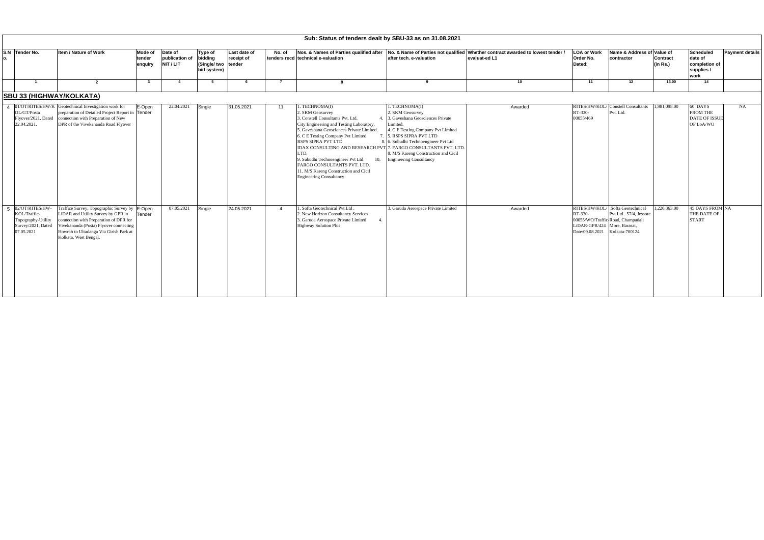**Sub: Status of tenders dealt by SBU-33 as on 31.08.2021**

| S.No. | Tender No. | Item / Nature of Work | Mode of tender enquiry | Date of publication of NIT / LIT | Type of bidding (Single/ two bid system) | Last date of receipt of tender | No. of tenders recd | Nos. & Names of Parties qualified after technical e-valuation | No. & Name of Parties not qualified after tech. e-valuation | Whether contract awarded to lowest tender / evaluat-ed L1 | LOA or Work Order No. Dated: | Name & Address of contractor | Value of Contract (in Rs.) | Scheduled date of completion of supplies / work | Payment details |
|---|---|---|---|---|---|---|---|---|---|---|---|---|---|---|---|
| 1 | | 2 | 3 | 4 | 5 | 6 | 7 | 8 | 9 | 10 | 11 | 12 | 13.00 | 14 | |
| **SBU 33 (HIGHWAY/KOLKATA)** | | | | | | | | | | | | | | | |
| 4 | 01/OT/RITES/HW/KOL/GT/Posta Flyover/2021, Dated 22.04.2021. | Geotechnical Investigation work for preparation of Detailed Project Report in connection with Preparation of New DPR of the Vivekananda Road Flyover | E-Open Tender | 22.04.2021 | Single | 31.05.2021 | 11 | 1. TECHNOMA(I) 2. SKM Geosurvey 3. Constell Consultants Pvt. Ltd. 4. City Engineering and Testing Laboratory, 5. Gaveshana Geosciences Private Limited. 6. C E Testing Company Pvt Limited 7. RSPS SIPRA PVT LTD 8. IDAX CONSULTING AND RESEARCH PVT LTD. 9. Subudhi Technoengineer Pvt Ltd 10. FARGO CONSULTANTS PVT. LTD. 11. M/S Kareng Construction and Cicil Engineering Consultancy | 1. TECHNOMA(I) 2. SKM Geosurvey 3. Gaveshana Geosciences Private Limited. 4. C E Testing Company Pvt Limited 5. RSPS SIPRA PVT LTD 6. Subudhi Technoengineer Pvt Ltd 7. FARGO CONSULTANTS PVT. LTD. 8. M/S Kareng Construction and Cicil Engineering Consultancy | Awarded | RITES/HW/KOL/RT-330-00055/469 | Constell Consultants Pvt. Ltd. | 1,981,098.00 | 60 DAYS FROM THE DATE OF ISSUE OF LoA/WO | NA |
| 5 | 02/OT/RITES/HW-KOL/Traffic-Topography-Utility Survey/2021, Dated 07.05.2021 | Traffice Survey, Topographic Survey by LiDAR and Utility Survey by GPR in connection with Preparation of DPR for Vivekananda (Posta) Flyover connecting Howrah to Ultadanga Via Girish Park at Kolkata, West Bengal. | E-Open Tender | 07.05.2021 | Single | 24.05.2021 | 4 | 1. Softa Geotechnical Pvt.Ltd . 2. New Horizon Consultancy Services 3. Garuda Aerospace Private Limited 4. Highway Solution Plus | 3. Garuda Aerospace Private Limited | Awarded | RITES/HW/KOL/RT-330-00055/WO/Traffic LiDAR-GPR/424 Date:09.08.2021 | Softa Geotechnical Pvt.Ltd . 57/4, Jessore Road, Champadali More, Barasat, Kolkata-700124 | 1,220,363.00 | 45 DAYS FROM THE DATE OF START | NA |